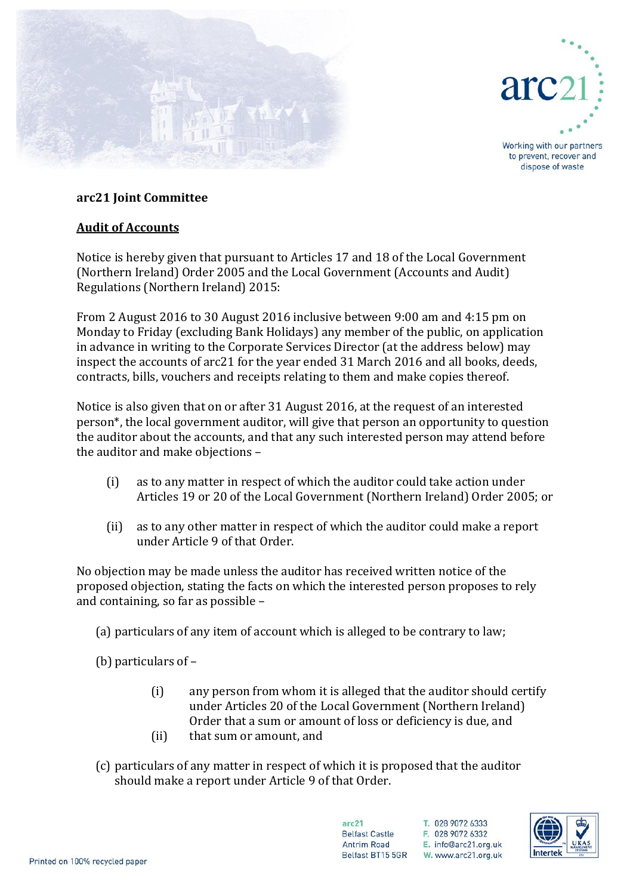**arc21 Joint Committee**

**Audit of Accounts**

Notice is hereby given that pursuant to Articles 17 and 18 of the Local Government (Northern Ireland) Order 2005 and the Local Government (Accounts and Audit) Regulations (Northern Ireland) 2015:

From 2 August 2016 to 30 August 2016 inclusive between 9:00 am and 4:15 pm on Monday to Friday (excluding Bank Holidays) any member of the public, on application in advance in writing to the Corporate Services Director (at the address below) may inspect the accounts of arc21 for the year ended 31 March 2016 and all books, deeds, contracts, bills, vouchers and receipts relating to them and make copies thereof.

Notice is also given that on or after 31 August 2016, at the request of an interested person*, the local government auditor, will give that person an opportunity to question the auditor about the accounts, and that any such interested person may attend before the auditor and make objections –

(i) as to any matter in respect of which the auditor could take action under Articles 19 or 20 of the Local Government (Northern Ireland) Order 2005; or

(ii) as to any other matter in respect of which the auditor could make a report under Article 9 of that Order.

No objection may be made unless the auditor has received written notice of the proposed objection, stating the facts on which the interested person proposes to rely and containing, so far as possible –

(a) particulars of any item of account which is alleged to be contrary to law;

(b) particulars of –

  (i) any person from whom it is alleged that the auditor should certify under Articles 20 of the Local Government (Northern Ireland) Order that a sum or amount of loss or deficiency is due, and
  (ii) that sum or amount, and

(c) particulars of any matter in respect of which it is proposed that the auditor should make a report under Article 9 of that Order.

arc21
Belfast Castle
Antrim Road
Belfast BT15 5GR

T. 028 9072 6333
F. 028 9072 6332
E. info@arc21.org.uk
W. www.arc21.org.uk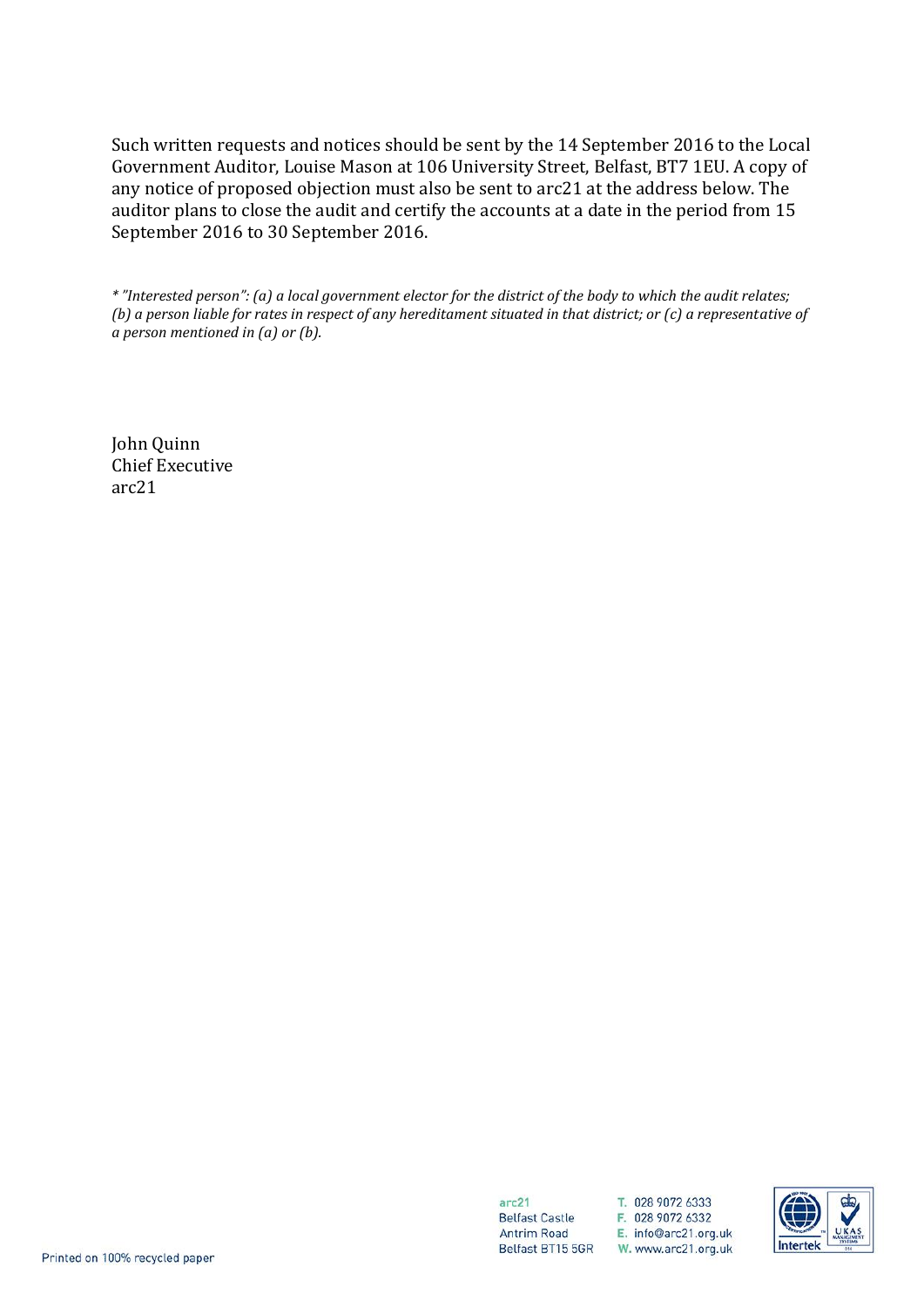Such written requests and notices should be sent by the 14 September 2016 to the Local Government Auditor, Louise Mason at 106 University Street, Belfast, BT7 1EU. A copy of any notice of proposed objection must also be sent to arc21 at the address below. The auditor plans to close the audit and certify the accounts at a date in the period from 15 September 2016 to 30 September 2016.

*\* "Interested person": (a) a local government elector for the district of the body to which the audit relates; (b) a person liable for rates in respect of any hereditament situated in that district; or (c) a representative of a person mentioned in (a) or (b).*

John Quinn
Chief Executive
arc21

arc21
Belfast Castle
Antrim Road
Belfast BT15 5GR

T. 028 9072 6333
F. 028 9072 6332
E. info@arc21.org.uk
W. www.arc21.org.uk

Printed on 100% recycled paper